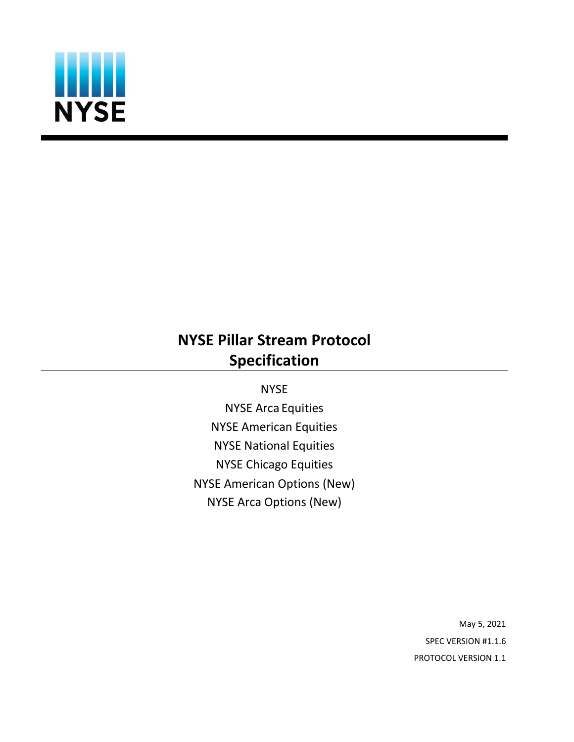NYSE

# NYSE Pillar Stream Protocol Specification

NYSE

NYSE Arca Equities

NYSE American Equities

NYSE National Equities

NYSE Chicago Equities

NYSE American Options (New)

NYSE Arca Options (New)

May 5, 2021

SPEC VERSION #1.1.6

PROTOCOL VERSION 1.1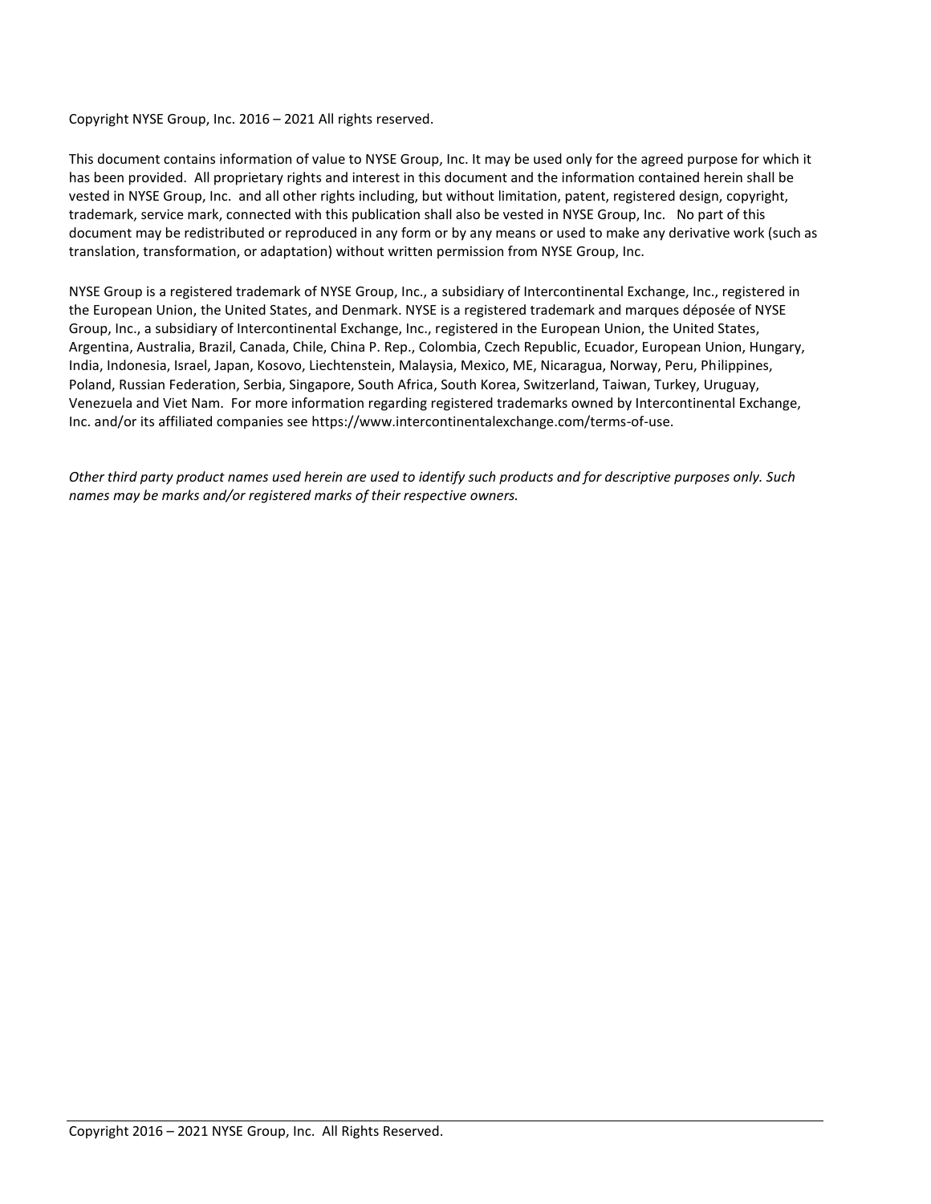Copyright NYSE Group, Inc. 2016 – 2021 All rights reserved.

This document contains information of value to NYSE Group, Inc. It may be used only for the agreed purpose for which it has been provided. All proprietary rights and interest in this document and the information contained herein shall be vested in NYSE Group, Inc. and all other rights including, but without limitation, patent, registered design, copyright, trademark, service mark, connected with this publication shall also be vested in NYSE Group, Inc. No part of this document may be redistributed or reproduced in any form or by any means or used to make any derivative work (such as translation, transformation, or adaptation) without written permission from NYSE Group, Inc.

NYSE Group is a registered trademark of NYSE Group, Inc., a subsidiary of Intercontinental Exchange, Inc., registered in the European Union, the United States, and Denmark. NYSE is a registered trademark and marques déposée of NYSE Group, Inc., a subsidiary of Intercontinental Exchange, Inc., registered in the European Union, the United States, Argentina, Australia, Brazil, Canada, Chile, China P. Rep., Colombia, Czech Republic, Ecuador, European Union, Hungary, India, Indonesia, Israel, Japan, Kosovo, Liechtenstein, Malaysia, Mexico, ME, Nicaragua, Norway, Peru, Philippines, Poland, Russian Federation, Serbia, Singapore, South Africa, South Korea, Switzerland, Taiwan, Turkey, Uruguay, Venezuela and Viet Nam. For more information regarding registered trademarks owned by Intercontinental Exchange, Inc. and/or its affiliated companies see https://www.intercontinentalexchange.com/terms-of-use.

*Other third party product names used herein are used to identify such products and for descriptive purposes only. Such names may be marks and/or registered marks of their respective owners.*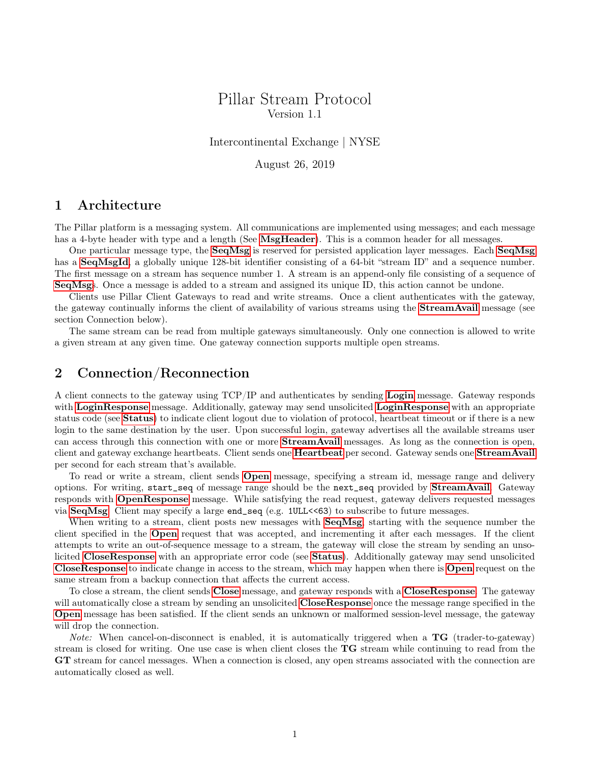# Pillar Stream Protocol

Version 1.1

Intercontinental Exchange | NYSE

August 26, 2019

## 1 Architecture

The Pillar platform is a messaging system. All communications are implemented using messages; and each message has a 4-byte header with type and a length (See **MsgHeader**). This is a common header for all messages.

One particular message type, the **SeqMsg** is reserved for persisted application layer messages. Each **SeqMsg** has a **SeqMsgId**, a globally unique 128-bit identifier consisting of a 64-bit "stream ID" and a sequence number. The first message on a stream has sequence number 1. A stream is an append-only file consisting of a sequence of **SeqMsg**s. Once a message is added to a stream and assigned its unique ID, this action cannot be undone.

Clients use Pillar Client Gateways to read and write streams. Once a client authenticates with the gateway, the gateway continually informs the client of availability of various streams using the **StreamAvail** message (see section Connection below).

The same stream can be read from multiple gateways simultaneously. Only one connection is allowed to write a given stream at any given time. One gateway connection supports multiple open streams.

## 2 Connection/Reconnection

A client connects to the gateway using TCP/IP and authenticates by sending **Login** message. Gateway responds with **LoginResponse** message. Additionally, gateway may send unsolicited **LoginResponse** with an appropriate status code (see **Status**) to indicate client logout due to violation of protocol, heartbeat timeout or if there is a new login to the same destination by the user. Upon successful login, gateway advertises all the available streams user can access through this connection with one or more **StreamAvail** messages. As long as the connection is open, client and gateway exchange heartbeats. Client sends one **Heartbeat** per second. Gateway sends one **StreamAvail** per second for each stream that's available.

To read or write a stream, client sends **Open** message, specifying a stream id, message range and delivery options. For writing, `start_seq` of message range should be the `next_seq` provided by **StreamAvail**. Gateway responds with **OpenResponse** message. While satisfying the read request, gateway delivers requested messages via **SeqMsg**. Client may specify a large `end_seq` (e.g. `1ULL<<63`) to subscribe to future messages.

When writing to a stream, client posts new messages with **SeqMsg**, starting with the sequence number the client specified in the **Open** request that was accepted, and incrementing it after each messages. If the client attempts to write an out-of-sequence message to a stream, the gateway will close the stream by sending an unsolicited **CloseResponse** with an appropriate error code (see **Status**). Additionally gateway may send unsolicited **CloseResponse** to indicate change in access to the stream, which may happen when there is **Open** request on the same stream from a backup connection that affects the current access.

To close a stream, the client sends **Close** message, and gateway responds with a **CloseResponse**. The gateway will automatically close a stream by sending an unsolicited **CloseResponse** once the message range specified in the **Open** message has been satisfied. If the client sends an unknown or malformed session-level message, the gateway will drop the connection.

*Note:* When cancel-on-disconnect is enabled, it is automatically triggered when a **TG** (trader-to-gateway) stream is closed for writing. One use case is when client closes the **TG** stream while continuing to read from the **GT** stream for cancel messages. When a connection is closed, any open streams associated with the connection are automatically closed as well.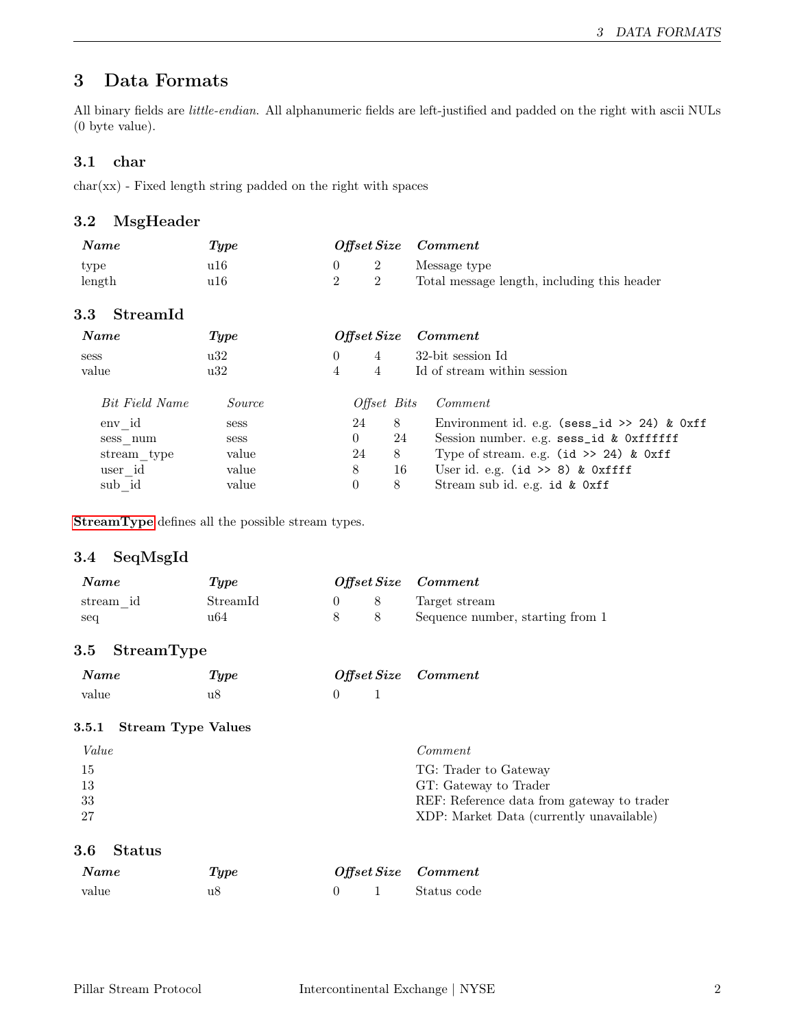# 3 Data Formats

All binary fields are *little-endian*. All alphanumeric fields are left-justified and padded on the right with ascii NULs (0 byte value).

## 3.1 char

char(xx) - Fixed length string padded on the right with spaces

## 3.2 MsgHeader

| *Name* | *Type* | *Offset* | *Size* | *Comment* |
|---|---|---|---|---|
| type | u16 | 0 | 2 | Message type |
| length | u16 | 2 | 2 | Total message length, including this header |

## 3.3 StreamId

| *Name* | *Type* | *Offset* | *Size* | *Comment* |
|---|---|---|---|---|
| sess | u32 | 0 | 4 | 32-bit session Id |
| value | u32 | 4 | 4 | Id of stream within session |

| *Bit Field Name* | *Source* | *Offset* | *Bits* | *Comment* |
|---|---|---|---|---|
| env_id | sess | 24 | 8 | Environment id. e.g. `(sess_id >> 24) & 0xff` |
| sess_num | sess | 0 | 24 | Session number. e.g. `sess_id & 0xffffff` |
| stream_type | value | 24 | 8 | Type of stream. e.g. `(id >> 24) & 0xff` |
| user_id | value | 8 | 16 | User id. e.g. `(id >> 8) & 0xffff` |
| sub_id | value | 0 | 8 | Stream sub id. e.g. `id & 0xff` |

**StreamType** defines all the possible stream types.

## 3.4 SeqMsgId

| *Name* | *Type* | *Offset* | *Size* | *Comment* |
|---|---|---|---|---|
| stream_id | StreamId | 0 | 8 | Target stream |
| seq | u64 | 8 | 8 | Sequence number, starting from 1 |

## 3.5 StreamType

| *Name* | *Type* | *Offset* | *Size* | *Comment* |
|---|---|---|---|---|
| value | u8 | 0 | 1 | |

### 3.5.1 Stream Type Values

| *Value* | *Comment* |
|---|---|
| 15 | TG: Trader to Gateway |
| 13 | GT: Gateway to Trader |
| 33 | REF: Reference data from gateway to trader |
| 27 | XDP: Market Data (currently unavailable) |

## 3.6 Status

| *Name* | *Type* | *Offset* | *Size* | *Comment* |
|---|---|---|---|---|
| value | u8 | 0 | 1 | Status code |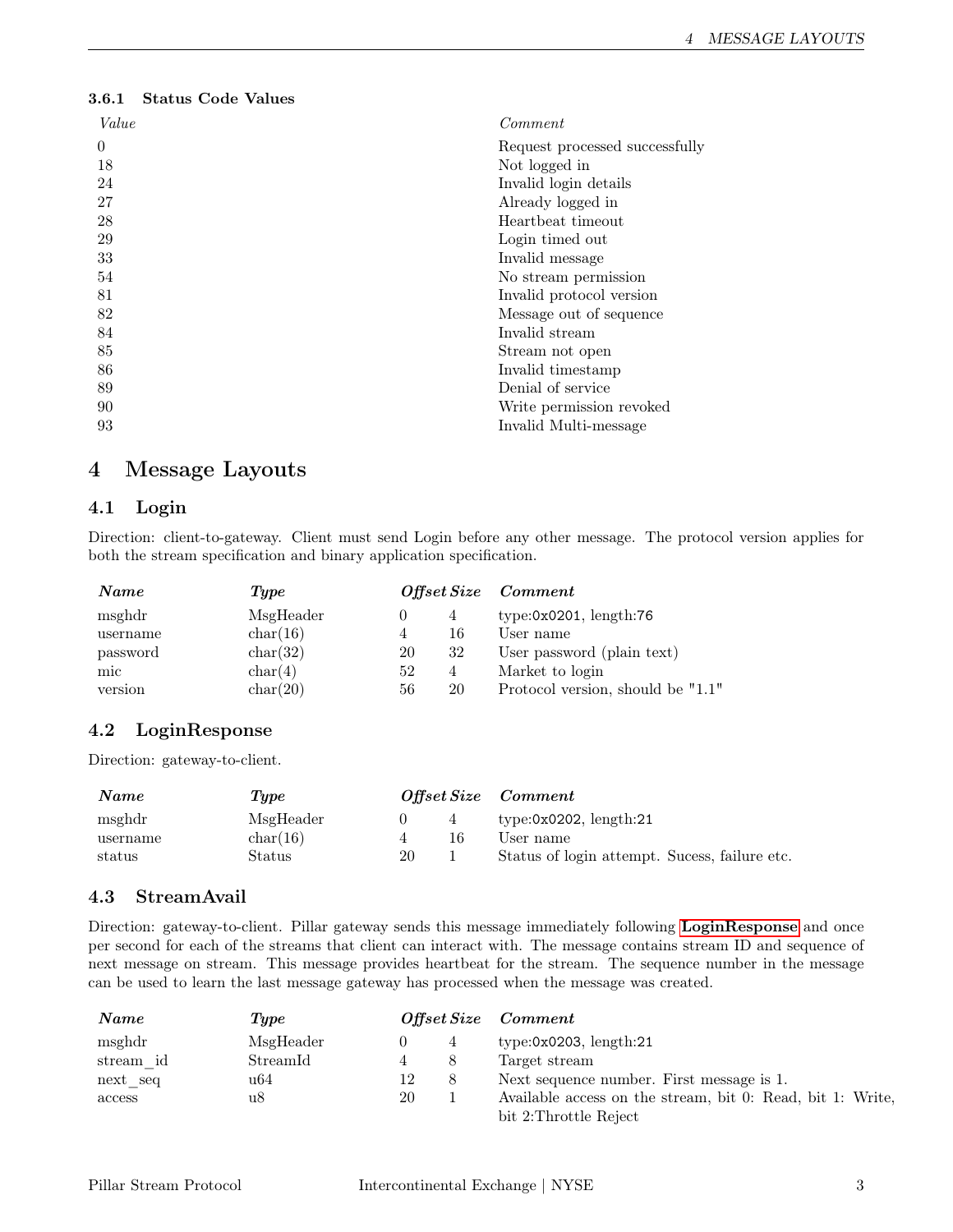### 3.6.1 Status Code Values

| *Value* | *Comment* |
|---|---|
| 0 | Request processed successfully |
| 18 | Not logged in |
| 24 | Invalid login details |
| 27 | Already logged in |
| 28 | Heartbeat timeout |
| 29 | Login timed out |
| 33 | Invalid message |
| 54 | No stream permission |
| 81 | Invalid protocol version |
| 82 | Message out of sequence |
| 84 | Invalid stream |
| 85 | Stream not open |
| 86 | Invalid timestamp |
| 89 | Denial of service |
| 90 | Write permission revoked |
| 93 | Invalid Multi-message |

# 4 Message Layouts

## 4.1 Login

Direction: client-to-gateway. Client must send Login before any other message. The protocol version applies for both the stream specification and binary application specification.

| ***Name*** | ***Type*** | ***Offset*** | ***Size*** | ***Comment*** |
|---|---|---|---|---|
| msghdr | MsgHeader | 0 | 4 | type:`0x0201`, length:`76` |
| username | char(16) | 4 | 16 | User name |
| password | char(32) | 20 | 32 | User password (plain text) |
| mic | char(4) | 52 | 4 | Market to login |
| version | char(20) | 56 | 20 | Protocol version, should be "1.1" |

## 4.2 LoginResponse

Direction: gateway-to-client.

| ***Name*** | ***Type*** | ***Offset*** | ***Size*** | ***Comment*** |
|---|---|---|---|---|
| msghdr | MsgHeader | 0 | 4 | type:`0x0202`, length:`21` |
| username | char(16) | 4 | 16 | User name |
| status | Status | 20 | 1 | Status of login attempt. Sucess, failure etc. |

## 4.3 StreamAvail

Direction: gateway-to-client. Pillar gateway sends this message immediately following **LoginResponse** and once per second for each of the streams that client can interact with. The message contains stream ID and sequence of next message on stream. This message provides heartbeat for the stream. The sequence number in the message can be used to learn the last message gateway has processed when the message was created.

| ***Name*** | ***Type*** | ***Offset*** | ***Size*** | ***Comment*** |
|---|---|---|---|---|
| msghdr | MsgHeader | 0 | 4 | type:`0x0203`, length:`21` |
| stream_id | StreamId | 4 | 8 | Target stream |
| next_seq | u64 | 12 | 8 | Next sequence number. First message is 1. |
| access | u8 | 20 | 1 | Available access on the stream, bit 0: Read, bit 1: Write, bit 2:Throttle Reject |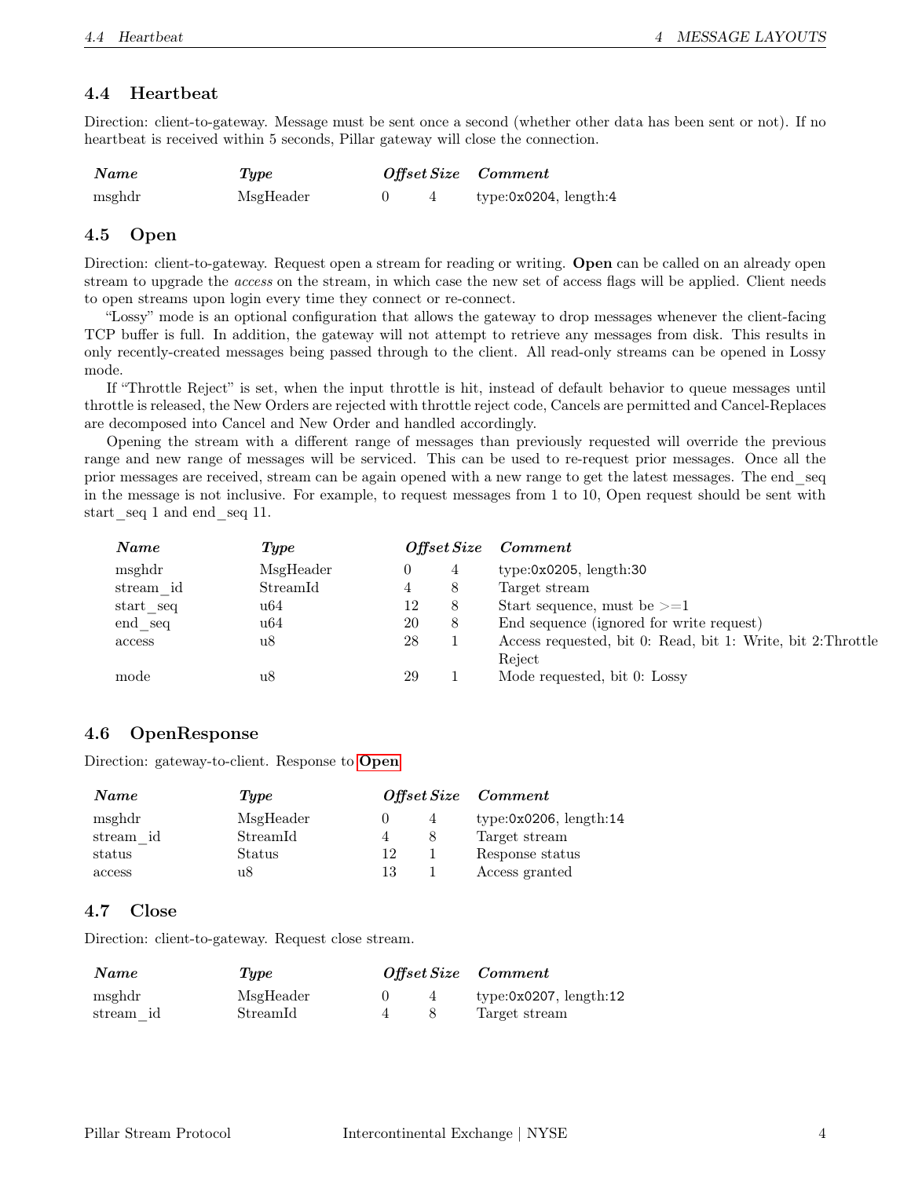## 4.4 Heartbeat

Direction: client-to-gateway. Message must be sent once a second (whether other data has been sent or not). If no heartbeat is received within 5 seconds, Pillar gateway will close the connection.

| *Name* | *Type* | *Offset* | *Size* | *Comment* |
|---|---|---|---|---|
| msghdr | MsgHeader | 0 | 4 | type:0x0204, length:4 |

## 4.5 Open

Direction: client-to-gateway. Request open a stream for reading or writing. **Open** can be called on an already open stream to upgrade the *access* on the stream, in which case the new set of access flags will be applied. Client needs to open streams upon login every time they connect or re-connect.

"Lossy" mode is an optional configuration that allows the gateway to drop messages whenever the client-facing TCP buffer is full. In addition, the gateway will not attempt to retrieve any messages from disk. This results in only recently-created messages being passed through to the client. All read-only streams can be opened in Lossy mode.

If "Throttle Reject" is set, when the input throttle is hit, instead of default behavior to queue messages until throttle is released, the New Orders are rejected with throttle reject code, Cancels are permitted and Cancel-Replaces are decomposed into Cancel and New Order and handled accordingly.

Opening the stream with a different range of messages than previously requested will override the previous range and new range of messages will be serviced. This can be used to re-request prior messages. Once all the prior messages are received, stream can be again opened with a new range to get the latest messages. The end_seq in the message is not inclusive. For example, to request messages from 1 to 10, Open request should be sent with start_seq 1 and end_seq 11.

| *Name* | *Type* | *Offset* | *Size* | *Comment* |
|---|---|---|---|---|
| msghdr | MsgHeader | 0 | 4 | type:0x0205, length:30 |
| stream_id | StreamId | 4 | 8 | Target stream |
| start_seq | u64 | 12 | 8 | Start sequence, must be >=1 |
| end_seq | u64 | 20 | 8 | End sequence (ignored for write request) |
| access | u8 | 28 | 1 | Access requested, bit 0: Read, bit 1: Write, bit 2:Throttle Reject |
| mode | u8 | 29 | 1 | Mode requested, bit 0: Lossy |

## 4.6 OpenResponse

Direction: gateway-to-client. Response to **Open**

| *Name* | *Type* | *Offset* | *Size* | *Comment* |
|---|---|---|---|---|
| msghdr | MsgHeader | 0 | 4 | type:0x0206, length:14 |
| stream_id | StreamId | 4 | 8 | Target stream |
| status | Status | 12 | 1 | Response status |
| access | u8 | 13 | 1 | Access granted |

## 4.7 Close

Direction: client-to-gateway. Request close stream.

| *Name* | *Type* | *Offset* | *Size* | *Comment* |
|---|---|---|---|---|
| msghdr | MsgHeader | 0 | 4 | type:0x0207, length:12 |
| stream_id | StreamId | 4 | 8 | Target stream |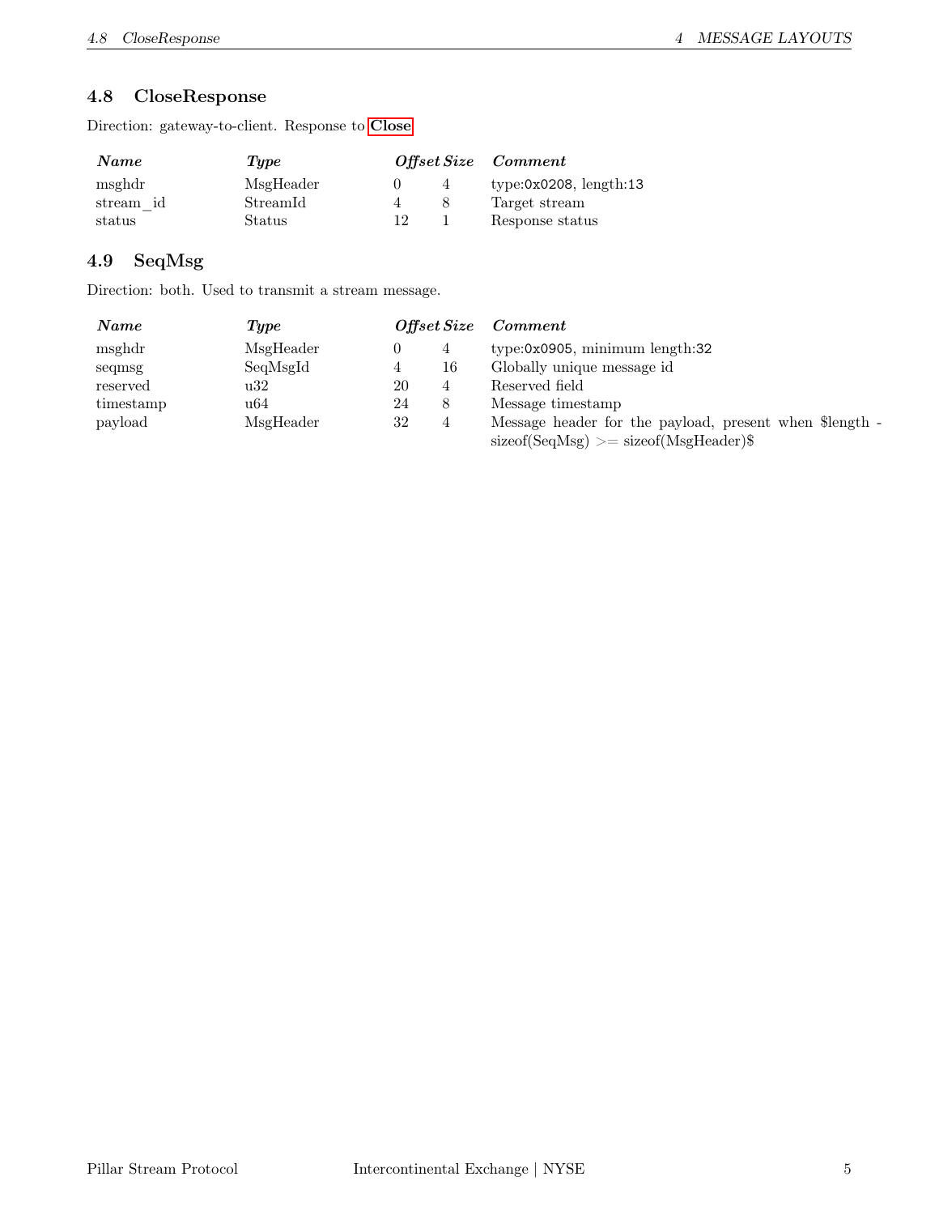## 4.8 CloseResponse

Direction: gateway-to-client. Response to **Close**

| *Name* | *Type* | *Offset* | *Size* | *Comment* |
|---|---|---|---|---|
| msghdr | MsgHeader | 0 | 4 | type:`0x0208`, length:`13` |
| stream_id | StreamId | 4 | 8 | Target stream |
| status | Status | 12 | 1 | Response status |

## 4.9 SeqMsg

Direction: both. Used to transmit a stream message.

| *Name* | *Type* | *Offset* | *Size* | *Comment* |
|---|---|---|---|---|
| msghdr | MsgHeader | 0 | 4 | type:`0x0905`, minimum length:`32` |
| seqmsg | SeqMsgId | 4 | 16 | Globally unique message id |
| reserved | u32 | 20 | 4 | Reserved field |
| timestamp | u64 | 24 | 8 | Message timestamp |
| payload | MsgHeader | 32 | 4 | Message header for the payload, present when $length - sizeof(SeqMsg) >= sizeof(MsgHeader)$ |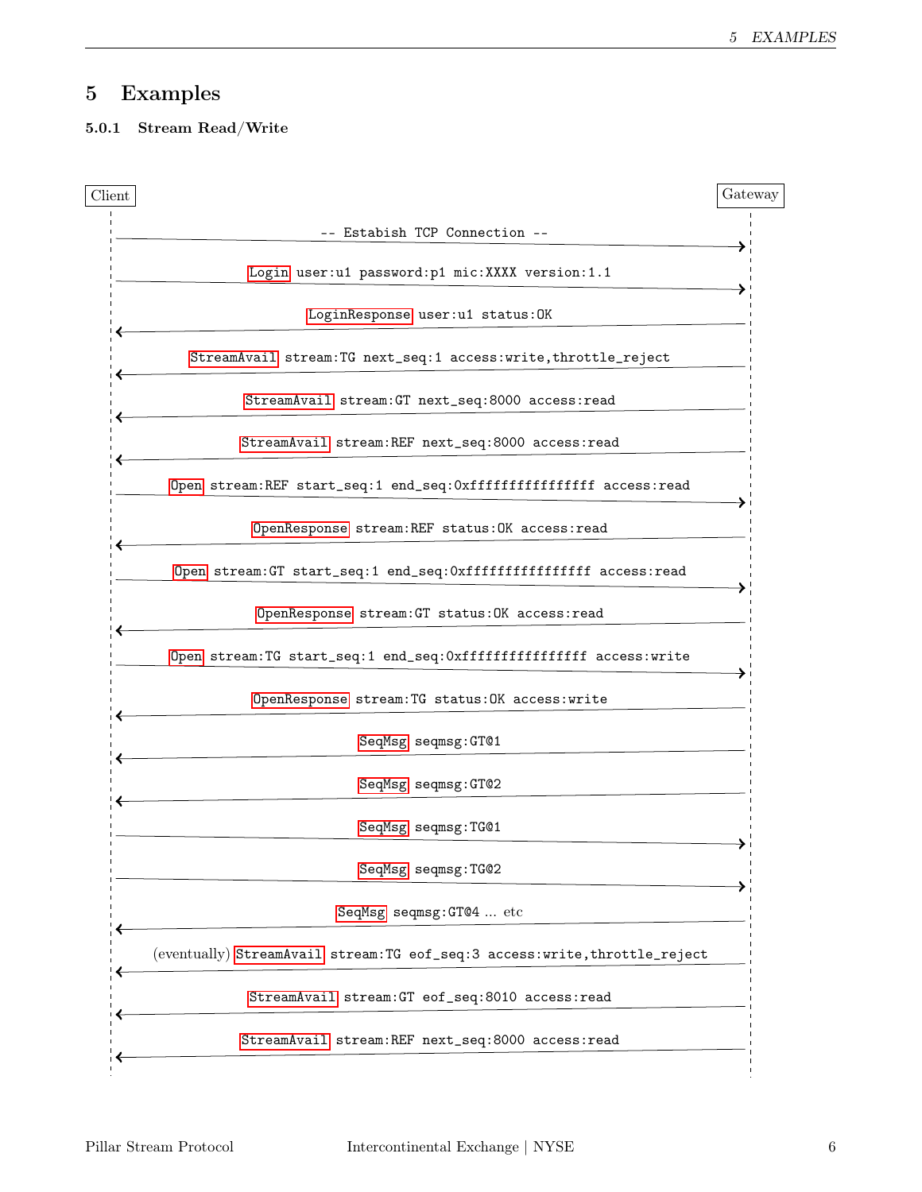## 5 Examples

### 5.0.1 Stream Read/Write

| Client | Direction | Gateway |
|---|---|---|
| -- Estabish TCP Connection -- | → | |
| Login user:u1 password:p1 mic:XXXX version:1.1 | → | |
| LoginResponse user:u1 status:OK | ← | |
| StreamAvail stream:TG next_seq:1 access:write,throttle_reject | ← | |
| StreamAvail stream:GT next_seq:8000 access:read | ← | |
| StreamAvail stream:REF next_seq:8000 access:read | ← | |
| Open stream:REF start_seq:1 end_seq:0xffffffffffffffff access:read | → | |
| OpenResponse stream:REF status:OK access:read | ← | |
| Open stream:GT start_seq:1 end_seq:0xffffffffffffffff access:read | → | |
| OpenResponse stream:GT status:OK access:read | ← | |
| Open stream:TG start_seq:1 end_seq:0xffffffffffffffff access:write | → | |
| OpenResponse stream:TG status:OK access:write | ← | |
| SeqMsg seqmsg:GT@1 | ← | |
| SeqMsg seqmsg:GT@2 | ← | |
| SeqMsg seqmsg:TG@1 | → | |
| SeqMsg seqmsg:TG@2 | → | |
| SeqMsg seqmsg:GT@4 ... etc | ← | |
| (eventually) StreamAvail stream:TG eof_seq:3 access:write,throttle_reject | ← | |
| StreamAvail stream:GT eof_seq:8010 access:read | ← | |
| StreamAvail stream:REF next_seq:8000 access:read | ← | |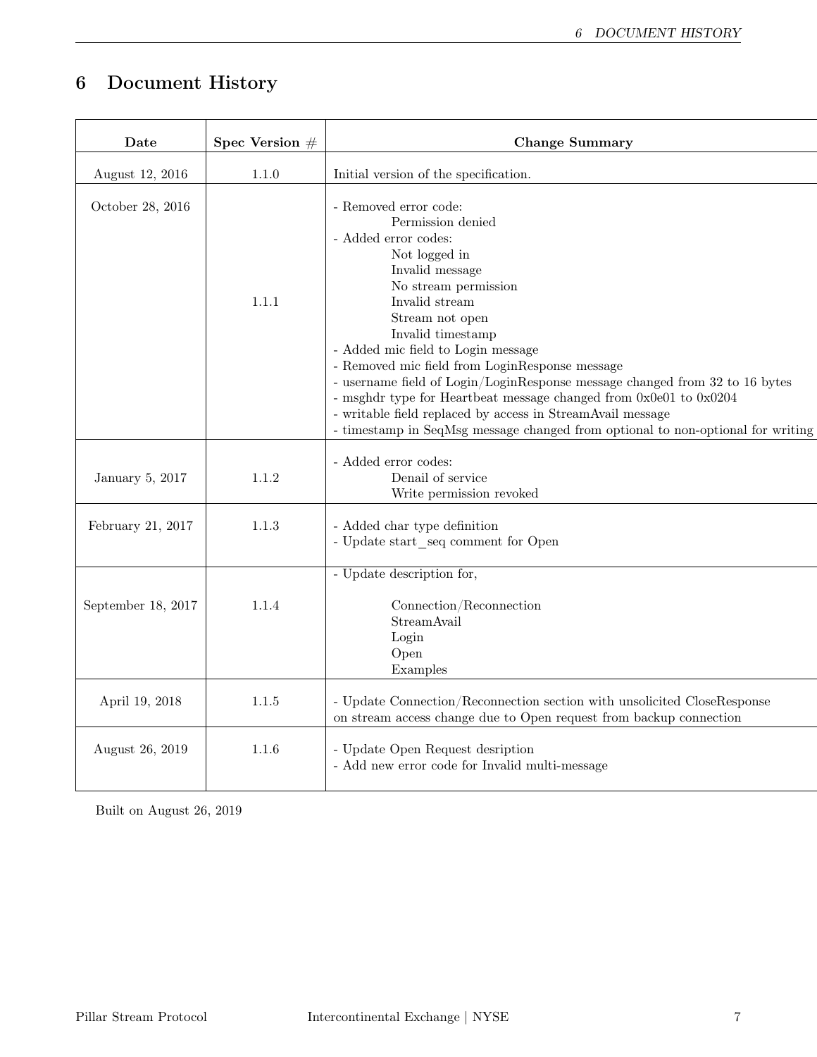# 6 Document History

| Date | Spec Version # | Change Summary |
| --- | --- | --- |
| August 12, 2016 | 1.1.0 | Initial version of the specification. |
| October 28, 2016 | 1.1.1 | - Removed error code:<br>Permission denied<br>- Added error codes:<br>Not logged in<br>Invalid message<br>No stream permission<br>Invalid stream<br>Stream not open<br>Invalid timestamp<br>- Added mic field to Login message<br>- Removed mic field from LoginResponse message<br>- username field of Login/LoginResponse message changed from 32 to 16 bytes<br>- msghdr type for Heartbeat message changed from 0x0e01 to 0x0204<br>- writable field replaced by access in StreamAvail message<br>- timestamp in SeqMsg message changed from optional to non-optional for writing |
| January 5, 2017 | 1.1.2 | - Added error codes:<br>Denail of service<br>Write permission revoked |
| February 21, 2017 | 1.1.3 | - Added char type definition<br>- Update start_seq comment for Open |
| September 18, 2017 | 1.1.4 | - Update description for,<br><br>Connection/Reconnection<br>StreamAvail<br>Login<br>Open<br>Examples |
| April 19, 2018 | 1.1.5 | - Update Connection/Reconnection section with unsolicited CloseResponse on stream access change due to Open request from backup connection |
| August 26, 2019 | 1.1.6 | - Update Open Request desription<br>- Add new error code for Invalid multi-message |

Built on August 26, 2019